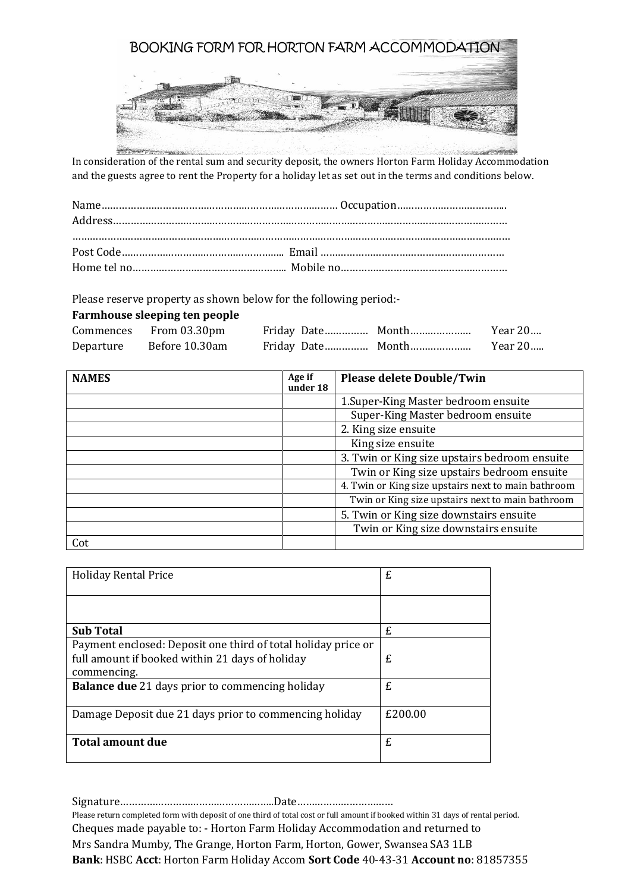# BOOKING FORM FOR HORTON FARM ACCOMMODATION

In consideration of the rental sum and security deposit, the owners Horton Farm Holiday Accommodation and the guests agree to rent the Property for a holiday let as set out in the terms and conditions below.

Name…………………………………………………………………………… Occupation………………………………..
Address……………………………………………………………………………………………………………………………
……………………………………………………………………………………………………………………………………
Post Code…………………………………………….….. Email …………………………………………………………
Home tel no……………………………………………... Mobile no……………………………………………………

Please reserve property as shown below for the following period:-

**Farmhouse sleeping ten people**

Commences From 03.30pm Friday Date…………… Month………………… Year 20….
Departure Before 10.30am Friday Date…………… Month………………… Year 20…..

| NAMES | Age if under 18 | Please delete Double/Twin |
|---|---|---|
| | | 1.Super-King Master bedroom ensuite |
| | | Super-King Master bedroom ensuite |
| | | 2. King size ensuite |
| | | King size ensuite |
| | | 3. Twin or King size upstairs bedroom ensuite |
| | | Twin or King size upstairs bedroom ensuite |
| | | 4. Twin or King size upstairs next to main bathroom |
| | | Twin or King size upstairs next to main bathroom |
| | | 5. Twin or King size downstairs ensuite |
| | | Twin or King size downstairs ensuite |
| Cot | | |

| | |
|---|---|
| Holiday Rental Price | £ |
| | |
| **Sub Total** | £ |
| Payment enclosed: Deposit one third of total holiday price or full amount if booked within 21 days of holiday commencing. | £ |
| **Balance due** 21 days prior to commencing holiday | £ |
| Damage Deposit due 21 days prior to commencing holiday | £200.00 |
| **Total amount due** | £ |

Signature……………………………………………..Date……………………………

Please return completed form with deposit of one third of total cost or full amount if booked within 31 days of rental period.

Cheques made payable to: - Horton Farm Holiday Accommodation and returned to
Mrs Sandra Mumby, The Grange, Horton Farm, Horton, Gower, Swansea SA3 1LB
**Bank**: HSBC **Acct**: Horton Farm Holiday Accom **Sort Code** 40-43-31 **Account no**: 81857355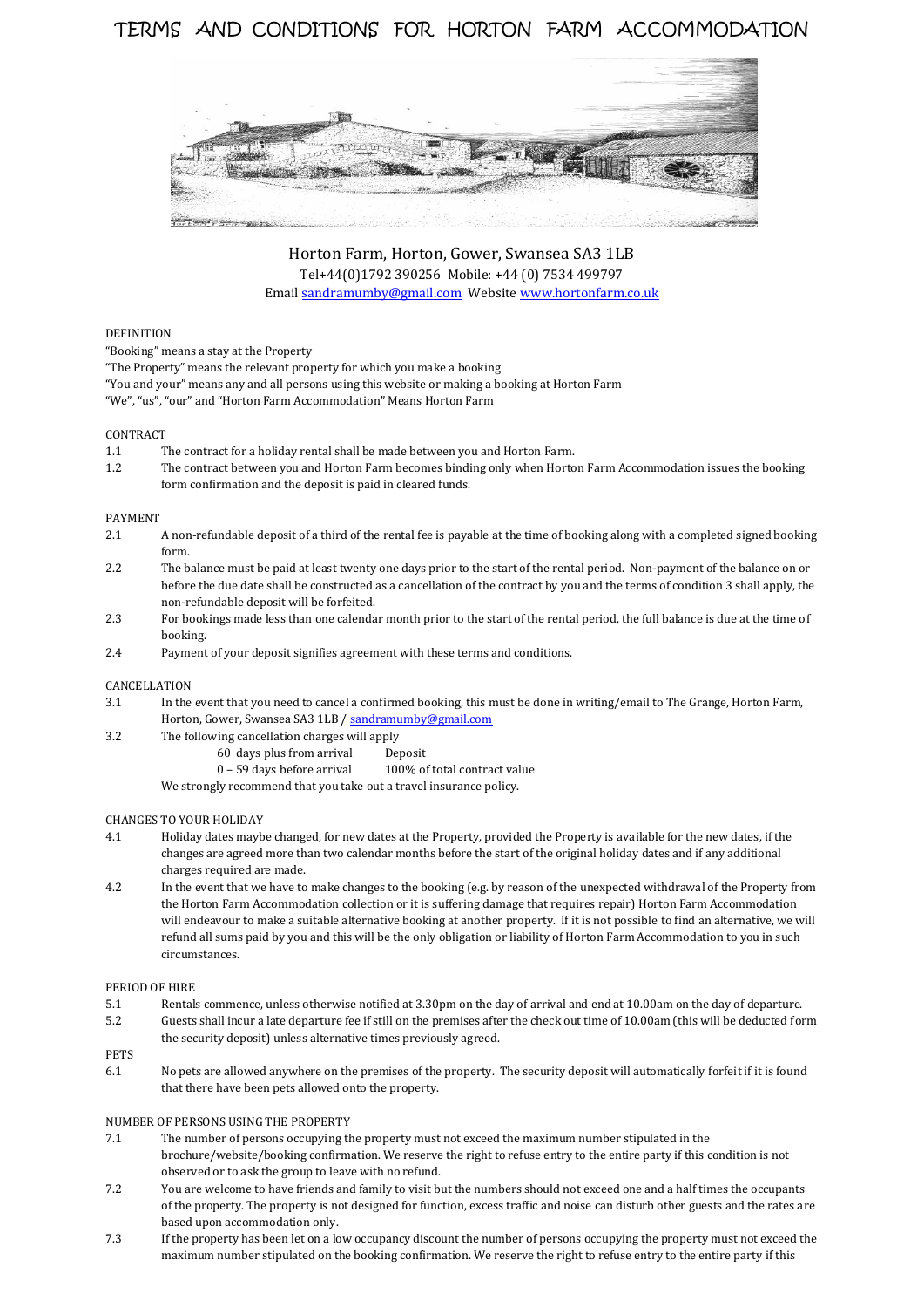# TERMS AND CONDITIONS FOR HORTON FARM ACCOMMODATION

Horton Farm, Horton, Gower, Swansea SA3 1LB
Tel+44(0)1792 390256 Mobile: +44 (0) 7534 499797
Email sandramumby@gmail.com Website www.hortonfarm.co.uk

DEFINITION

"Booking" means a stay at the Property
"The Property" means the relevant property for which you make a booking
"You and your" means any and all persons using this website or making a booking at Horton Farm
"We", "us", "our" and "Horton Farm Accommodation" Means Horton Farm

CONTRACT

1.1 The contract for a holiday rental shall be made between you and Horton Farm.

1.2 The contract between you and Horton Farm becomes binding only when Horton Farm Accommodation issues the booking form confirmation and the deposit is paid in cleared funds.

PAYMENT

2.1 A non-refundable deposit of a third of the rental fee is payable at the time of booking along with a completed signed booking form.

2.2 The balance must be paid at least twenty one days prior to the start of the rental period. Non-payment of the balance on or before the due date shall be constructed as a cancellation of the contract by you and the terms of condition 3 shall apply, the non-refundable deposit will be forfeited.

2.3 For bookings made less than one calendar month prior to the start of the rental period, the full balance is due at the time of booking.

2.4 Payment of your deposit signifies agreement with these terms and conditions.

CANCELLATION

3.1 In the event that you need to cancel a confirmed booking, this must be done in writing/email to The Grange, Horton Farm, Horton, Gower, Swansea SA3 1LB / sandramumby@gmail.com

3.2 The following cancellation charges will apply

| | |
|---|---|
| 60 days plus from arrival | Deposit |
| 0 – 59 days before arrival | 100% of total contract value |

We strongly recommend that you take out a travel insurance policy.

CHANGES TO YOUR HOLIDAY

4.1 Holiday dates maybe changed, for new dates at the Property, provided the Property is available for the new dates, if the changes are agreed more than two calendar months before the start of the original holiday dates and if any additional charges required are made.

4.2 In the event that we have to make changes to the booking (e.g. by reason of the unexpected withdrawal of the Property from the Horton Farm Accommodation collection or it is suffering damage that requires repair) Horton Farm Accommodation will endeavour to make a suitable alternative booking at another property. If it is not possible to find an alternative, we will refund all sums paid by you and this will be the only obligation or liability of Horton Farm Accommodation to you in such circumstances.

PERIOD OF HIRE

5.1 Rentals commence, unless otherwise notified at 3.30pm on the day of arrival and end at 10.00am on the day of departure.

5.2 Guests shall incur a late departure fee if still on the premises after the check out time of 10.00am (this will be deducted form the security deposit) unless alternative times previously agreed.

PETS

6.1 No pets are allowed anywhere on the premises of the property. The security deposit will automatically forfeit if it is found that there have been pets allowed onto the property.

NUMBER OF PERSONS USING THE PROPERTY

7.1 The number of persons occupying the property must not exceed the maximum number stipulated in the brochure/website/booking confirmation. We reserve the right to refuse entry to the entire party if this condition is not observed or to ask the group to leave with no refund.

7.2 You are welcome to have friends and family to visit but the numbers should not exceed one and a half times the occupants of the property. The property is not designed for function, excess traffic and noise can disturb other guests and the rates are based upon accommodation only.

7.3 If the property has been let on a low occupancy discount the number of persons occupying the property must not exceed the maximum number stipulated on the booking confirmation. We reserve the right to refuse entry to the entire party if this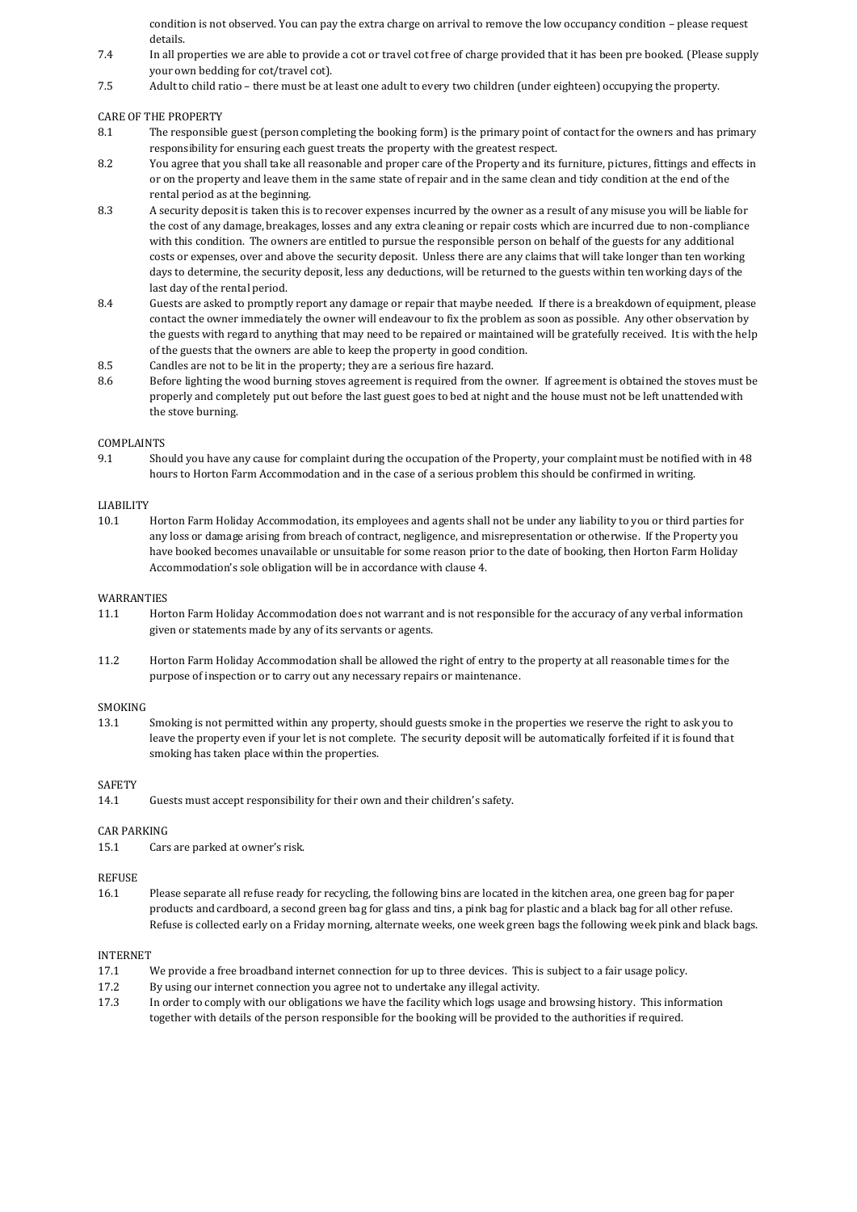condition is not observed. You can pay the extra charge on arrival to remove the low occupancy condition – please request details.

7.4 In all properties we are able to provide a cot or travel cot free of charge provided that it has been pre booked. (Please supply your own bedding for cot/travel cot).

7.5 Adult to child ratio – there must be at least one adult to every two children (under eighteen) occupying the property.

CARE OF THE PROPERTY

8.1 The responsible guest (person completing the booking form) is the primary point of contact for the owners and has primary responsibility for ensuring each guest treats the property with the greatest respect.

8.2 You agree that you shall take all reasonable and proper care of the Property and its furniture, pictures, fittings and effects in or on the property and leave them in the same state of repair and in the same clean and tidy condition at the end of the rental period as at the beginning.

8.3 A security deposit is taken this is to recover expenses incurred by the owner as a result of any misuse you will be liable for the cost of any damage, breakages, losses and any extra cleaning or repair costs which are incurred due to non-compliance with this condition. The owners are entitled to pursue the responsible person on behalf of the guests for any additional costs or expenses, over and above the security deposit. Unless there are any claims that will take longer than ten working days to determine, the security deposit, less any deductions, will be returned to the guests within ten working days of the last day of the rental period.

8.4 Guests are asked to promptly report any damage or repair that maybe needed. If there is a breakdown of equipment, please contact the owner immediately the owner will endeavour to fix the problem as soon as possible. Any other observation by the guests with regard to anything that may need to be repaired or maintained will be gratefully received. It is with the help of the guests that the owners are able to keep the property in good condition.

8.5 Candles are not to be lit in the property; they are a serious fire hazard.

8.6 Before lighting the wood burning stoves agreement is required from the owner. If agreement is obtained the stoves must be properly and completely put out before the last guest goes to bed at night and the house must not be left unattended with the stove burning.

COMPLAINTS

9.1 Should you have any cause for complaint during the occupation of the Property, your complaint must be notified with in 48 hours to Horton Farm Accommodation and in the case of a serious problem this should be confirmed in writing.

LIABILITY

10.1 Horton Farm Holiday Accommodation, its employees and agents shall not be under any liability to you or third parties for any loss or damage arising from breach of contract, negligence, and misrepresentation or otherwise. If the Property you have booked becomes unavailable or unsuitable for some reason prior to the date of booking, then Horton Farm Holiday Accommodation's sole obligation will be in accordance with clause 4.

WARRANTIES

11.1 Horton Farm Holiday Accommodation does not warrant and is not responsible for the accuracy of any verbal information given or statements made by any of its servants or agents.

11.2 Horton Farm Holiday Accommodation shall be allowed the right of entry to the property at all reasonable times for the purpose of inspection or to carry out any necessary repairs or maintenance.

SMOKING

13.1 Smoking is not permitted within any property, should guests smoke in the properties we reserve the right to ask you to leave the property even if your let is not complete. The security deposit will be automatically forfeited if it is found that smoking has taken place within the properties.

SAFETY

14.1 Guests must accept responsibility for their own and their children's safety.

CAR PARKING

15.1 Cars are parked at owner's risk.

REFUSE

16.1 Please separate all refuse ready for recycling, the following bins are located in the kitchen area, one green bag for paper products and cardboard, a second green bag for glass and tins, a pink bag for plastic and a black bag for all other refuse. Refuse is collected early on a Friday morning, alternate weeks, one week green bags the following week pink and black bags.

INTERNET

17.1 We provide a free broadband internet connection for up to three devices. This is subject to a fair usage policy.

17.2 By using our internet connection you agree not to undertake any illegal activity.

17.3 In order to comply with our obligations we have the facility which logs usage and browsing history. This information together with details of the person responsible for the booking will be provided to the authorities if required.